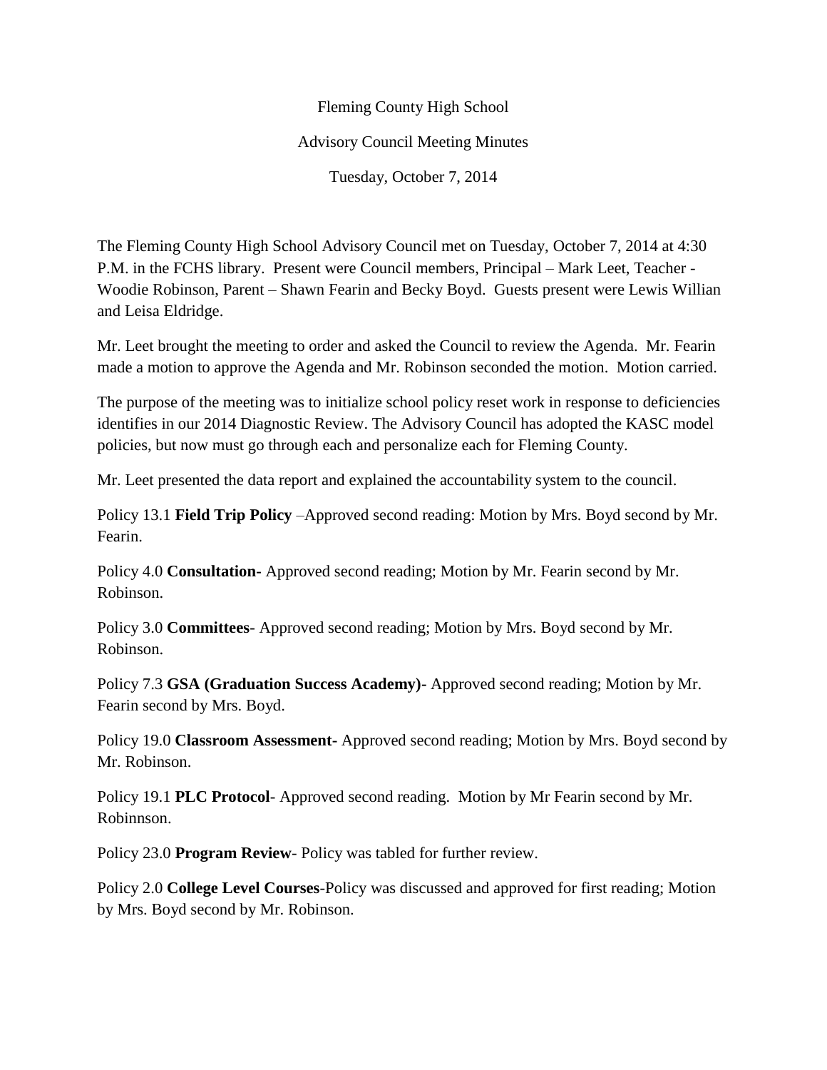Fleming County High School

Advisory Council Meeting Minutes

Tuesday, October 7, 2014

The Fleming County High School Advisory Council met on Tuesday, October 7, 2014 at 4:30 P.M. in the FCHS library. Present were Council members, Principal – Mark Leet, Teacher - Woodie Robinson, Parent – Shawn Fearin and Becky Boyd. Guests present were Lewis Willian and Leisa Eldridge.

Mr. Leet brought the meeting to order and asked the Council to review the Agenda. Mr. Fearin made a motion to approve the Agenda and Mr. Robinson seconded the motion. Motion carried.

The purpose of the meeting was to initialize school policy reset work in response to deficiencies identifies in our 2014 Diagnostic Review. The Advisory Council has adopted the KASC model policies, but now must go through each and personalize each for Fleming County.

Mr. Leet presented the data report and explained the accountability system to the council.

Policy 13.1 **Field Trip Policy** –Approved second reading: Motion by Mrs. Boyd second by Mr. Fearin.

Policy 4.0 **Consultation-** Approved second reading; Motion by Mr. Fearin second by Mr. Robinson.

Policy 3.0 **Committees**- Approved second reading; Motion by Mrs. Boyd second by Mr. Robinson.

Policy 7.3 **GSA (Graduation Success Academy)-** Approved second reading; Motion by Mr. Fearin second by Mrs. Boyd.

Policy 19.0 **Classroom Assessment-** Approved second reading; Motion by Mrs. Boyd second by Mr. Robinson.

Policy 19.1 **PLC Protocol**- Approved second reading. Motion by Mr Fearin second by Mr. Robinnson.

Policy 23.0 **Program Review**- Policy was tabled for further review.

Policy 2.0 **College Level Courses**-Policy was discussed and approved for first reading; Motion by Mrs. Boyd second by Mr. Robinson.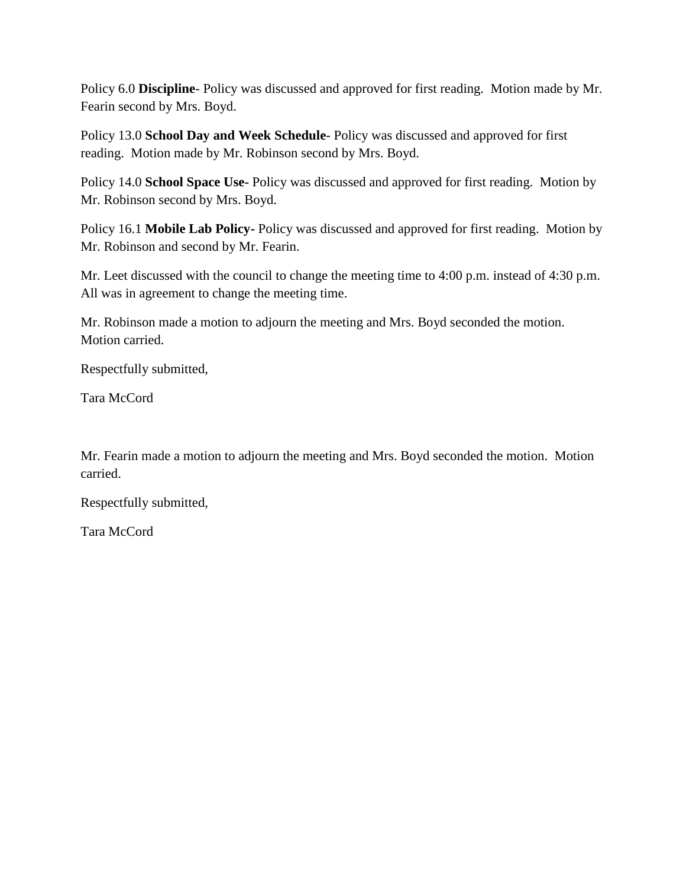Policy 6.0 **Discipline**- Policy was discussed and approved for first reading. Motion made by Mr. Fearin second by Mrs. Boyd.

Policy 13.0 **School Day and Week Schedule**- Policy was discussed and approved for first reading. Motion made by Mr. Robinson second by Mrs. Boyd.

Policy 14.0 **School Space Use**- Policy was discussed and approved for first reading. Motion by Mr. Robinson second by Mrs. Boyd.

Policy 16.1 **Mobile Lab Policy-** Policy was discussed and approved for first reading. Motion by Mr. Robinson and second by Mr. Fearin.

Mr. Leet discussed with the council to change the meeting time to 4:00 p.m. instead of 4:30 p.m. All was in agreement to change the meeting time.

Mr. Robinson made a motion to adjourn the meeting and Mrs. Boyd seconded the motion. Motion carried.

Respectfully submitted,

Tara McCord

Mr. Fearin made a motion to adjourn the meeting and Mrs. Boyd seconded the motion. Motion carried.

Respectfully submitted,

Tara McCord